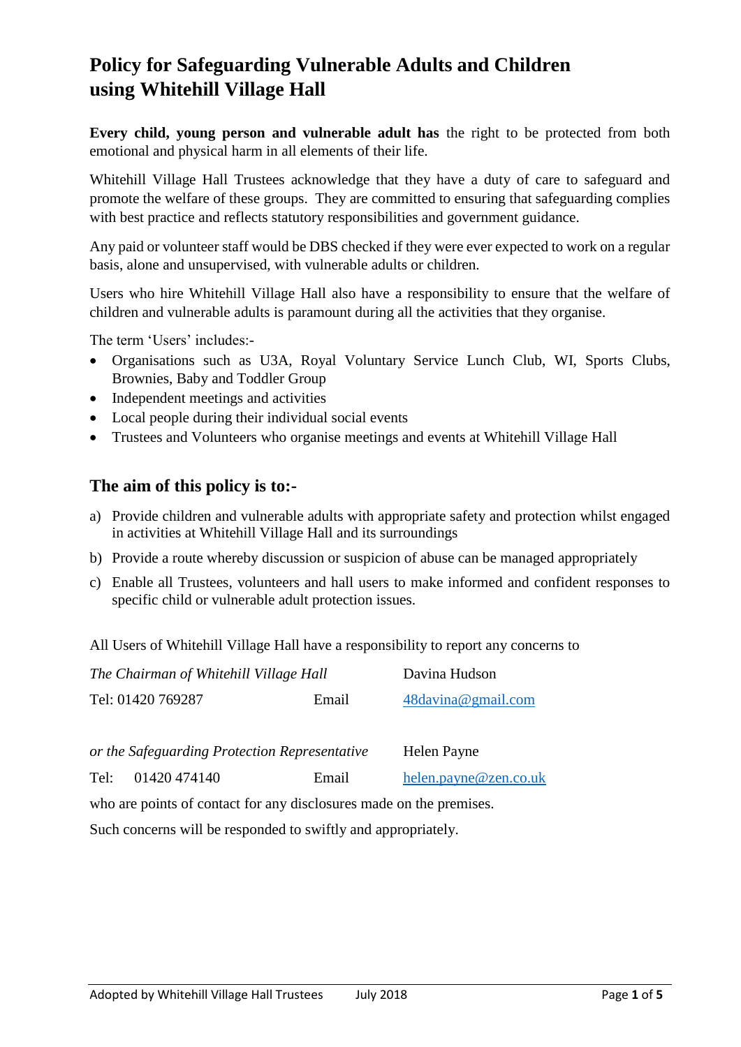# Policy for Safeguarding Vulnerable Adults and Children using Whitehill Village Hall

**Every child, young person and vulnerable adult has** the right to be protected from both emotional and physical harm in all elements of their life.

Whitehill Village Hall Trustees acknowledge that they have a duty of care to safeguard and promote the welfare of these groups. They are committed to ensuring that safeguarding complies with best practice and reflects statutory responsibilities and government guidance.

Any paid or volunteer staff would be DBS checked if they were ever expected to work on a regular basis, alone and unsupervised, with vulnerable adults or children.

Users who hire Whitehill Village Hall also have a responsibility to ensure that the welfare of children and vulnerable adults is paramount during all the activities that they organise.

The term 'Users' includes:-

- Organisations such as U3A, Royal Voluntary Service Lunch Club, WI, Sports Clubs, Brownies, Baby and Toddler Group
- Independent meetings and activities
- Local people during their individual social events
- Trustees and Volunteers who organise meetings and events at Whitehill Village Hall

## The aim of this policy is to:-

a) Provide children and vulnerable adults with appropriate safety and protection whilst engaged in activities at Whitehill Village Hall and its surroundings

b) Provide a route whereby discussion or suspicion of abuse can be managed appropriately

c) Enable all Trustees, volunteers and hall users to make informed and confident responses to specific child or vulnerable adult protection issues.

All Users of Whitehill Village Hall have a responsibility to report any concerns to

*The Chairman of Whitehill Village Hall* — Davina Hudson

Tel: 01420 769287 — Email [48davina@gmail.com](mailto:48davina@gmail.com)

*or the Safeguarding Protection Representative* — Helen Payne

Tel: 01420 474140 — Email [helen.payne@zen.co.uk](mailto:helen.payne@zen.co.uk)

who are points of contact for any disclosures made on the premises.

Such concerns will be responded to swiftly and appropriately.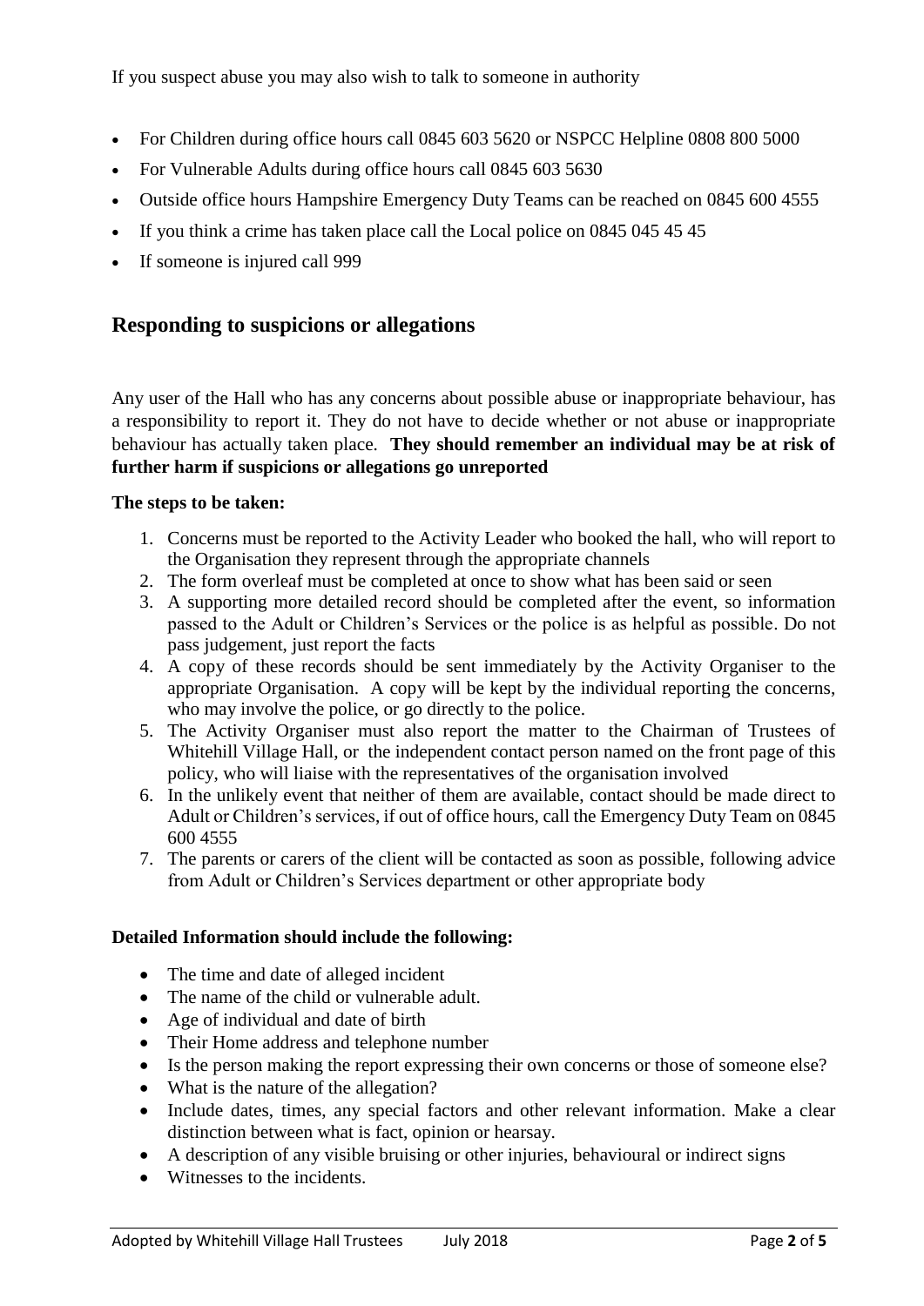If you suspect abuse you may also wish to talk to someone in authority

- For Children during office hours call 0845 603 5620 or NSPCC Helpline 0808 800 5000
- For Vulnerable Adults during office hours call 0845 603 5630
- Outside office hours Hampshire Emergency Duty Teams can be reached on 0845 600 4555
- If you think a crime has taken place call the Local police on 0845 045 45 45
- If someone is injured call 999

## Responding to suspicions or allegations

Any user of the Hall who has any concerns about possible abuse or inappropriate behaviour, has a responsibility to report it. They do not have to decide whether or not abuse or inappropriate behaviour has actually taken place. **They should remember an individual may be at risk of further harm if suspicions or allegations go unreported**

**The steps to be taken:**

1. Concerns must be reported to the Activity Leader who booked the hall, who will report to the Organisation they represent through the appropriate channels
2. The form overleaf must be completed at once to show what has been said or seen
3. A supporting more detailed record should be completed after the event, so information passed to the Adult or Children's Services or the police is as helpful as possible. Do not pass judgement, just report the facts
4. A copy of these records should be sent immediately by the Activity Organiser to the appropriate Organisation. A copy will be kept by the individual reporting the concerns, who may involve the police, or go directly to the police.
5. The Activity Organiser must also report the matter to the Chairman of Trustees of Whitehill Village Hall, or the independent contact person named on the front page of this policy, who will liaise with the representatives of the organisation involved
6. In the unlikely event that neither of them are available, contact should be made direct to Adult or Children's services, if out of office hours, call the Emergency Duty Team on 0845 600 4555
7. The parents or carers of the client will be contacted as soon as possible, following advice from Adult or Children's Services department or other appropriate body

**Detailed Information should include the following:**

- The time and date of alleged incident
- The name of the child or vulnerable adult.
- Age of individual and date of birth
- Their Home address and telephone number
- Is the person making the report expressing their own concerns or those of someone else?
- What is the nature of the allegation?
- Include dates, times, any special factors and other relevant information. Make a clear distinction between what is fact, opinion or hearsay.
- A description of any visible bruising or other injuries, behavioural or indirect signs
- Witnesses to the incidents.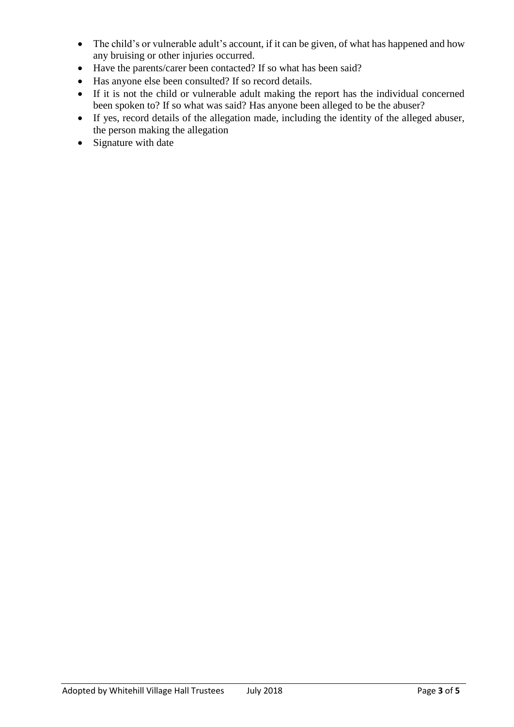- The child's or vulnerable adult's account, if it can be given, of what has happened and how any bruising or other injuries occurred.
- Have the parents/carer been contacted? If so what has been said?
- Has anyone else been consulted? If so record details.
- If it is not the child or vulnerable adult making the report has the individual concerned been spoken to? If so what was said? Has anyone been alleged to be the abuser?
- If yes, record details of the allegation made, including the identity of the alleged abuser, the person making the allegation
- Signature with date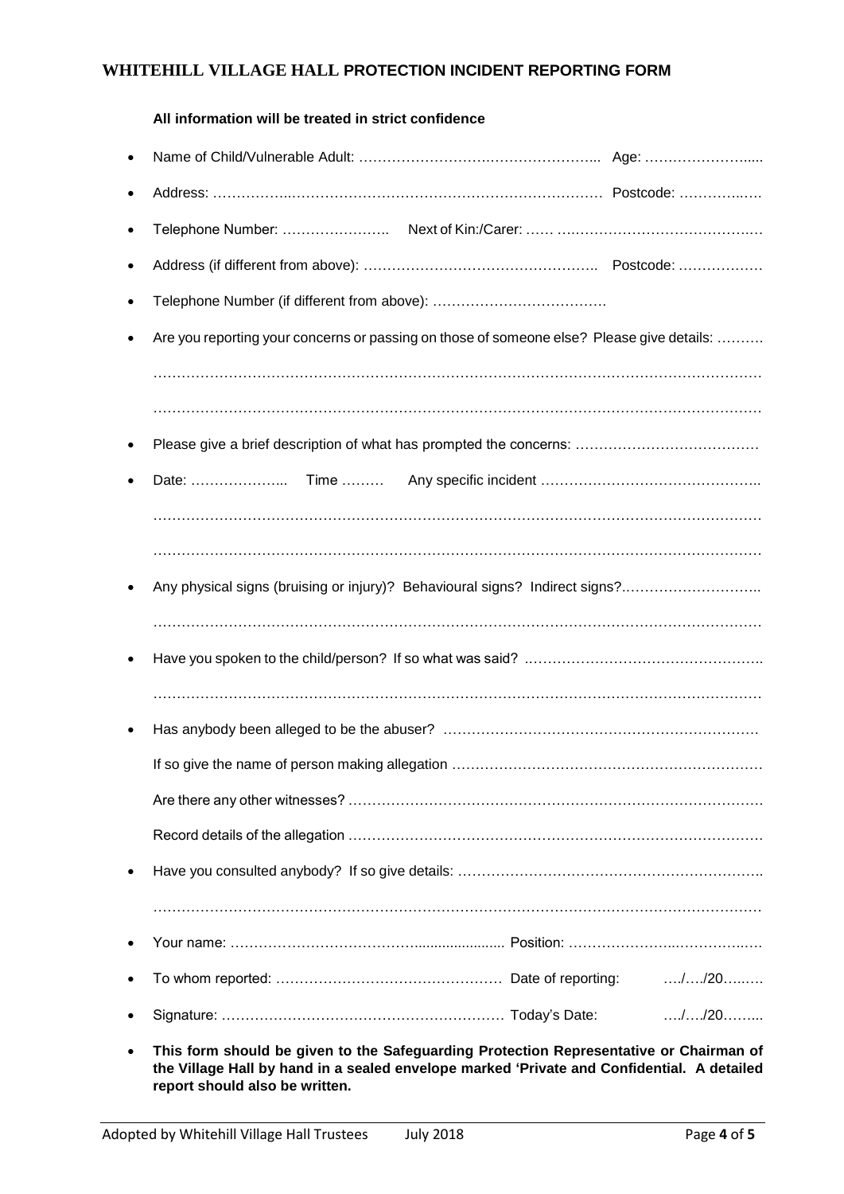## WHITEHILL VILLAGE HALL PROTECTION INCIDENT REPORTING FORM

**All information will be treated in strict confidence**

- Name of Child/Vulnerable Adult: ……………………………………………... Age: …………………......
- Address: ………………………………………………………………………… Postcode: ……………….
- Telephone Number: ………………….. Next of Kin:/Carer: …… ……………………………………….
- Address (if different from above): ………………………………………….. Postcode: ………………
- Telephone Number (if different from above): ……………………………….
- Are you reporting your concerns or passing on those of someone else? Please give details: ……….

  ……………………………………………………………………………………………………………

  ……………………………………………………………………………………………………………
- Please give a brief description of what has prompted the concerns: …………………………………
- Date: ………………... Time ……… Any specific incident ………………………………………..

  ……………………………………………………………………………………………………………

  ……………………………………………………………………………………………………………
- Any physical signs (bruising or injury)? Behavioural signs? Indirect signs?………………………..

  ……………………………………………………………………………………………………………
- Have you spoken to the child/person? If so what was said? …………………………………………..

  ……………………………………………………………………………………………………………
- Has anybody been alleged to be the abuser? …………………………………………………………

  If so give the name of person making allegation ………………………………………………………

  Are there any other witnesses? ……………………………………………………………………………

  Record details of the allegation ……………………………………………………………………………
- Have you consulted anybody? If so give details: ……………………………………………………..

  ……………………………………………………………………………………………………………
- Your name: …………………………………….................... Position: ……………………………………
- To whom reported: ………………………………………… Date of reporting: …/…/20……
- Signature: …………………………………………………… Today's Date: …/…/20……..
- **This form should be given to the Safeguarding Protection Representative or Chairman of the Village Hall by hand in a sealed envelope marked 'Private and Confidential. A detailed report should also be written.**

Adopted by Whitehill Village Hall Trustees July 2018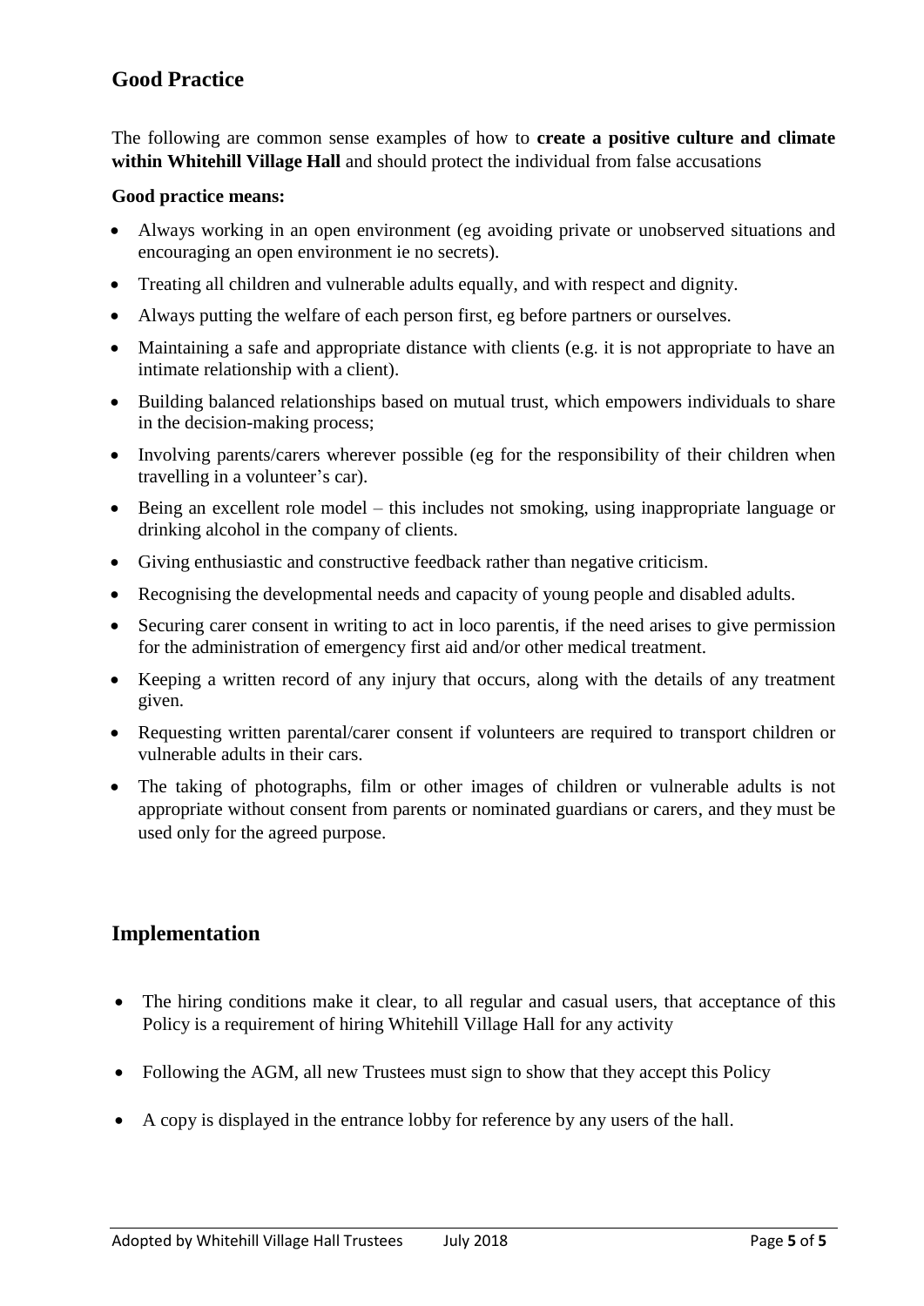## Good Practice

The following are common sense examples of how to **create a positive culture and climate within Whitehill Village Hall** and should protect the individual from false accusations

**Good practice means:**

- Always working in an open environment (eg avoiding private or unobserved situations and encouraging an open environment ie no secrets).
- Treating all children and vulnerable adults equally, and with respect and dignity.
- Always putting the welfare of each person first, eg before partners or ourselves.
- Maintaining a safe and appropriate distance with clients (e.g. it is not appropriate to have an intimate relationship with a client).
- Building balanced relationships based on mutual trust, which empowers individuals to share in the decision-making process;
- Involving parents/carers wherever possible (eg for the responsibility of their children when travelling in a volunteer's car).
- Being an excellent role model – this includes not smoking, using inappropriate language or drinking alcohol in the company of clients.
- Giving enthusiastic and constructive feedback rather than negative criticism.
- Recognising the developmental needs and capacity of young people and disabled adults.
- Securing carer consent in writing to act in loco parentis, if the need arises to give permission for the administration of emergency first aid and/or other medical treatment.
- Keeping a written record of any injury that occurs, along with the details of any treatment given.
- Requesting written parental/carer consent if volunteers are required to transport children or vulnerable adults in their cars.
- The taking of photographs, film or other images of children or vulnerable adults is not appropriate without consent from parents or nominated guardians or carers, and they must be used only for the agreed purpose.

## Implementation

- The hiring conditions make it clear, to all regular and casual users, that acceptance of this Policy is a requirement of hiring Whitehill Village Hall for any activity
- Following the AGM, all new Trustees must sign to show that they accept this Policy
- A copy is displayed in the entrance lobby for reference by any users of the hall.

Adopted by Whitehill Village Hall Trustees July 2018